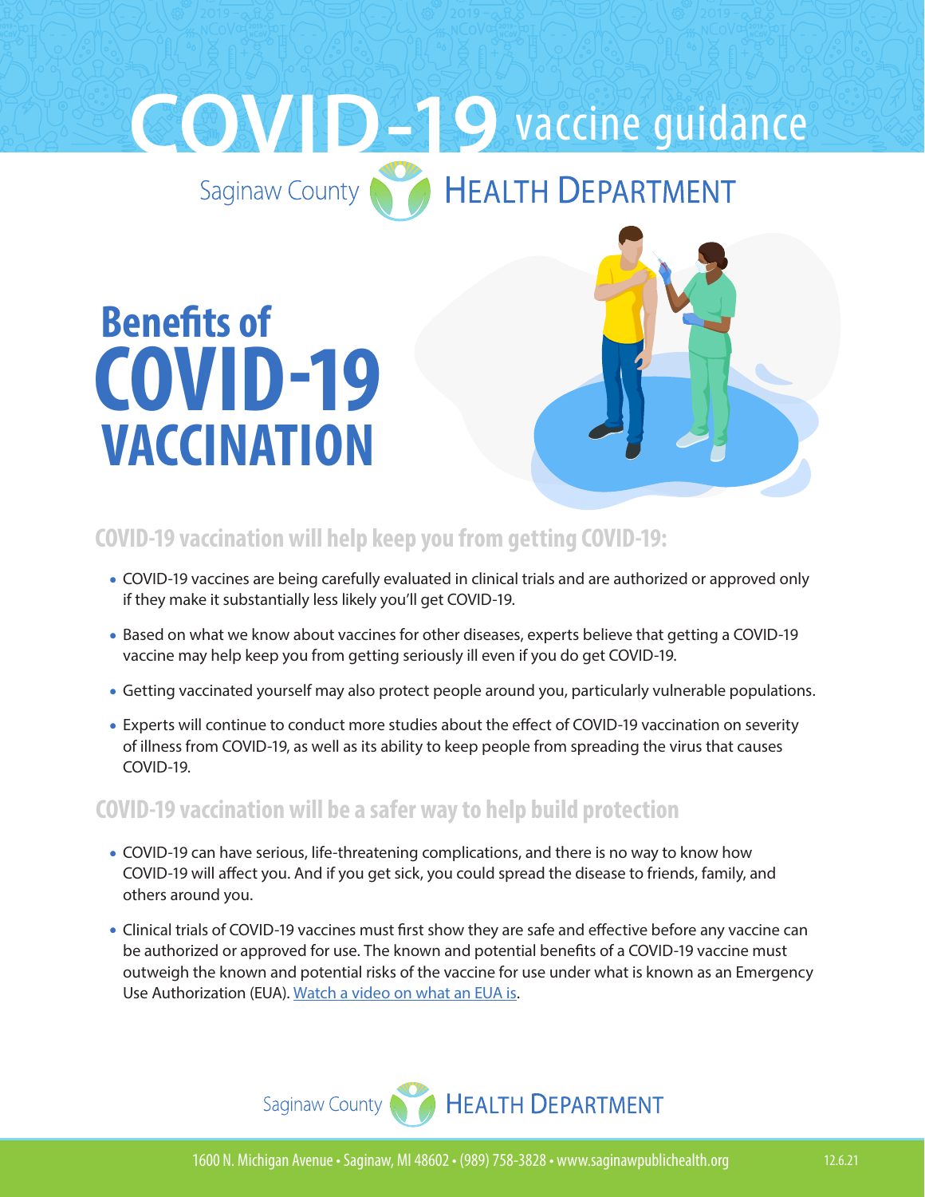# COVID-19 vaccine guidance

Saginaw County HEALTH DEPARTMENT

# Benefits of COVID-19 VACCINATION

## COVID-19 vaccination will help keep you from getting COVID-19:

- COVID-19 vaccines are being carefully evaluated in clinical trials and are authorized or approved only if they make it substantially less likely you'll get COVID-19.
- Based on what we know about vaccines for other diseases, experts believe that getting a COVID-19 vaccine may help keep you from getting seriously ill even if you do get COVID-19.
- Getting vaccinated yourself may also protect people around you, particularly vulnerable populations.
- Experts will continue to conduct more studies about the effect of COVID-19 vaccination on severity of illness from COVID-19, as well as its ability to keep people from spreading the virus that causes COVID-19.

## COVID-19 vaccination will be a safer way to help build protection

- COVID-19 can have serious, life-threatening complications, and there is no way to know how COVID-19 will affect you. And if you get sick, you could spread the disease to friends, family, and others around you.
- Clinical trials of COVID-19 vaccines must first show they are safe and effective before any vaccine can be authorized or approved for use. The known and potential benefits of a COVID-19 vaccine must outweigh the known and potential risks of the vaccine for use under what is known as an Emergency Use Authorization (EUA). [Watch a video on what an EUA is](#).

Saginaw County HEALTH DEPARTMENT

1600 N. Michigan Avenue • Saginaw, MI 48602 • (989) 758-3828 • www.saginawpublichealth.org

12.6.21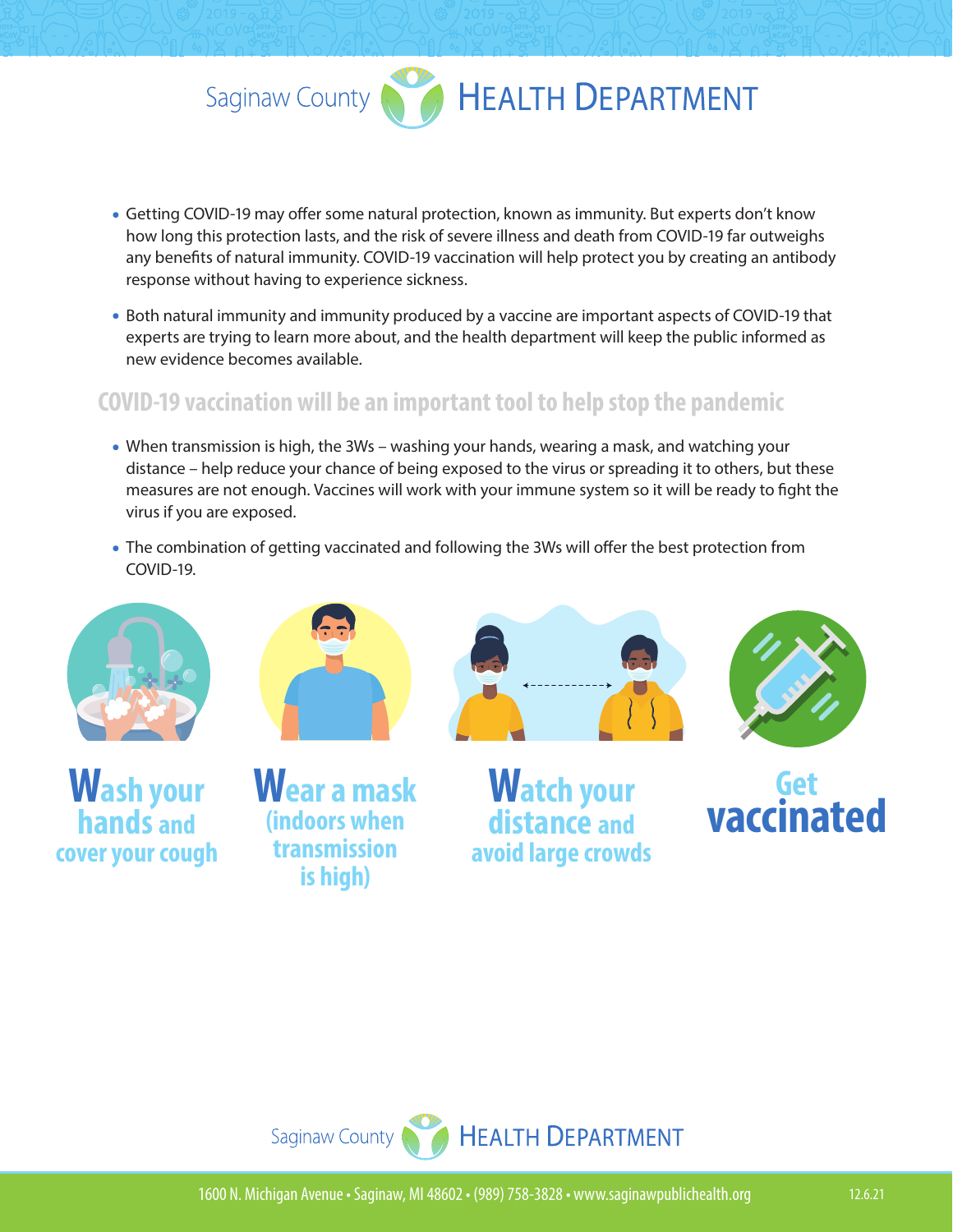- Getting COVID-19 may offer some natural protection, known as immunity. But experts don't know how long this protection lasts, and the risk of severe illness and death from COVID-19 far outweighs any benefits of natural immunity. COVID-19 vaccination will help protect you by creating an antibody response without having to experience sickness.
- Both natural immunity and immunity produced by a vaccine are important aspects of COVID-19 that experts are trying to learn more about, and the health department will keep the public informed as new evidence becomes available.

## COVID-19 vaccination will be an important tool to help stop the pandemic

- When transmission is high, the 3Ws – washing your hands, wearing a mask, and watching your distance – help reduce your chance of being exposed to the virus or spreading it to others, but these measures are not enough. Vaccines will work with your immune system so it will be ready to fight the virus if you are exposed.
- The combination of getting vaccinated and following the 3Ws will offer the best protection from COVID-19.

**Wash your hands** and cover your cough

**Wear a mask** (indoors when transmission is high)

**Watch your distance** and avoid large crowds

**Get vaccinated**

Saginaw County Health Department

1600 N. Michigan Avenue • Saginaw, MI 48602 • (989) 758-3828 • www.saginawpublichealth.org

12.6.21